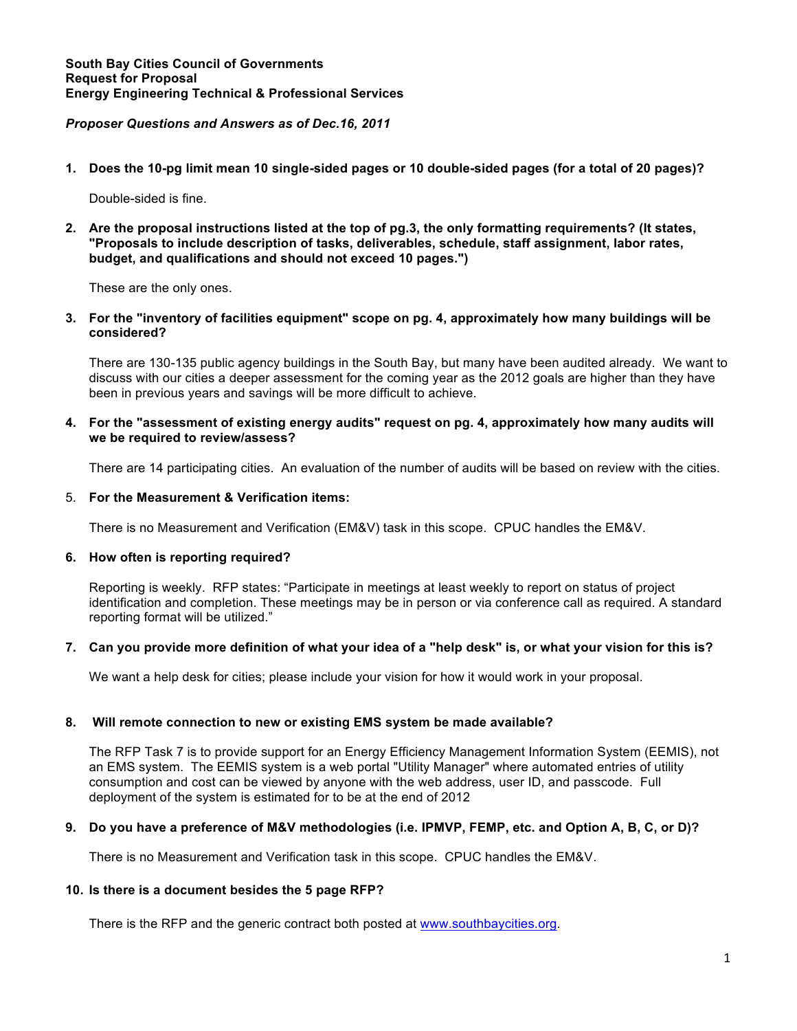**South Bay Cities Council of Governments**
**Request for Proposal**
**Energy Engineering Technical & Professional Services**

***Proposer Questions and Answers as of Dec.16, 2011***

1. **Does the 10-pg limit mean 10 single-sided pages or 10 double-sided pages (for a total of 20 pages)?**

   Double-sided is fine.

2. **Are the proposal instructions listed at the top of pg.3, the only formatting requirements? (It states, "Proposals to include description of tasks, deliverables, schedule, staff assignment, labor rates, budget, and qualifications and should not exceed 10 pages.")**

   These are the only ones.

3. **For the "inventory of facilities equipment" scope on pg. 4, approximately how many buildings will be considered?**

   There are 130-135 public agency buildings in the South Bay, but many have been audited already. We want to discuss with our cities a deeper assessment for the coming year as the 2012 goals are higher than they have been in previous years and savings will be more difficult to achieve.

4. **For the "assessment of existing energy audits" request on pg. 4, approximately how many audits will we be required to review/assess?**

   There are 14 participating cities. An evaluation of the number of audits will be based on review with the cities.

5. **For the Measurement & Verification items:**

   There is no Measurement and Verification (EM&V) task in this scope. CPUC handles the EM&V.

6. **How often is reporting required?**

   Reporting is weekly. RFP states: "Participate in meetings at least weekly to report on status of project identification and completion. These meetings may be in person or via conference call as required. A standard reporting format will be utilized."

7. **Can you provide more definition of what your idea of a "help desk" is, or what your vision for this is?**

   We want a help desk for cities; please include your vision for how it would work in your proposal.

8. **Will remote connection to new or existing EMS system be made available?**

   The RFP Task 7 is to provide support for an Energy Efficiency Management Information System (EEMIS), not an EMS system. The EEMIS system is a web portal "Utility Manager" where automated entries of utility consumption and cost can be viewed by anyone with the web address, user ID, and passcode. Full deployment of the system is estimated for to be at the end of 2012

9. **Do you have a preference of M&V methodologies (i.e. IPMVP, FEMP, etc. and Option A, B, C, or D)?**

   There is no Measurement and Verification task in this scope. CPUC handles the EM&V.

10. **Is there is a document besides the 5 page RFP?**

    There is the RFP and the generic contract both posted at www.southbaycities.org.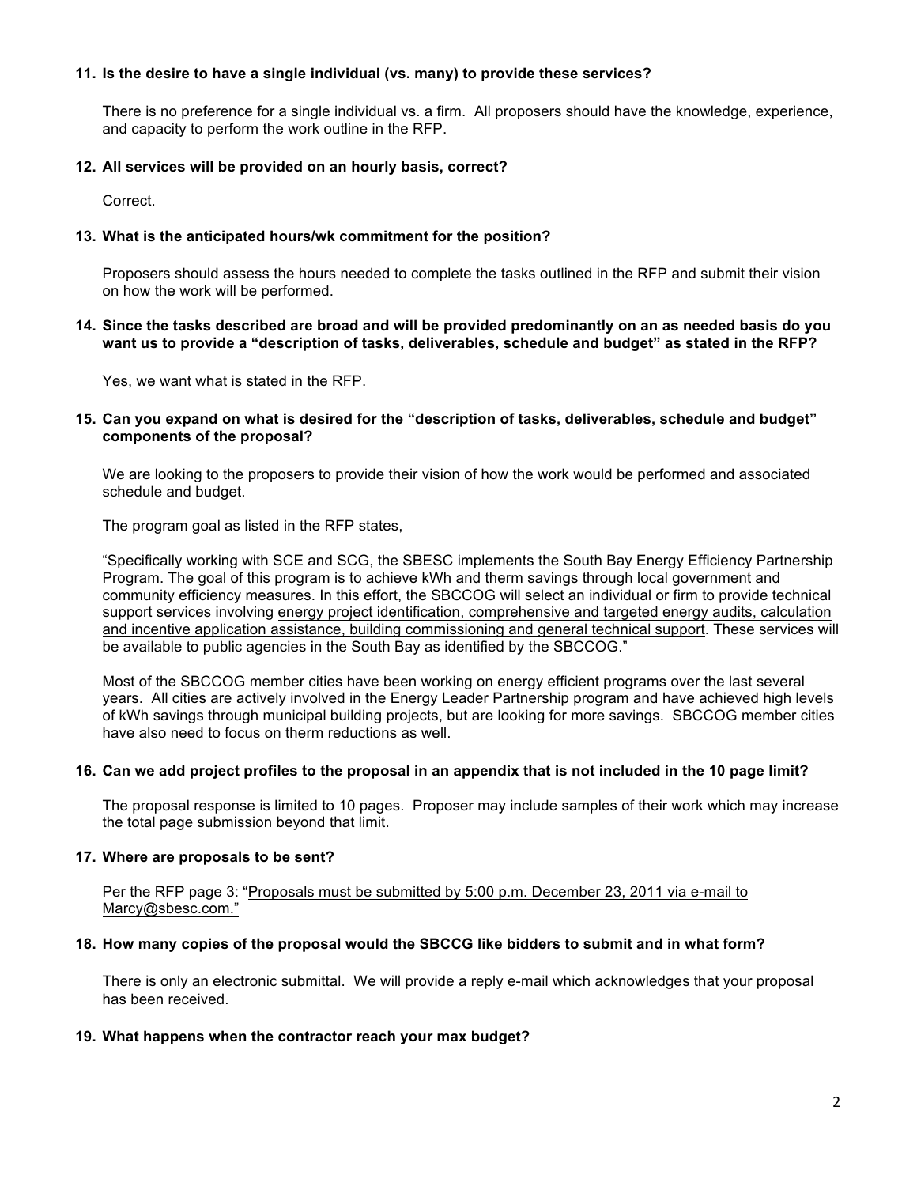**11. Is the desire to have a single individual (vs. many) to provide these services?**

There is no preference for a single individual vs. a firm. All proposers should have the knowledge, experience, and capacity to perform the work outline in the RFP.

**12. All services will be provided on an hourly basis, correct?**

Correct.

**13. What is the anticipated hours/wk commitment for the position?**

Proposers should assess the hours needed to complete the tasks outlined in the RFP and submit their vision on how the work will be performed.

**14. Since the tasks described are broad and will be provided predominantly on an as needed basis do you want us to provide a "description of tasks, deliverables, schedule and budget" as stated in the RFP?**

Yes, we want what is stated in the RFP.

**15. Can you expand on what is desired for the "description of tasks, deliverables, schedule and budget" components of the proposal?**

We are looking to the proposers to provide their vision of how the work would be performed and associated schedule and budget.

The program goal as listed in the RFP states,

"Specifically working with SCE and SCG, the SBESC implements the South Bay Energy Efficiency Partnership Program. The goal of this program is to achieve kWh and therm savings through local government and community efficiency measures. In this effort, the SBCCOG will select an individual or firm to provide technical support services involving energy project identification, comprehensive and targeted energy audits, calculation and incentive application assistance, building commissioning and general technical support. These services will be available to public agencies in the South Bay as identified by the SBCCOG."

Most of the SBCCOG member cities have been working on energy efficient programs over the last several years. All cities are actively involved in the Energy Leader Partnership program and have achieved high levels of kWh savings through municipal building projects, but are looking for more savings. SBCCOG member cities have also need to focus on therm reductions as well.

**16. Can we add project profiles to the proposal in an appendix that is not included in the 10 page limit?**

The proposal response is limited to 10 pages. Proposer may include samples of their work which may increase the total page submission beyond that limit.

**17. Where are proposals to be sent?**

Per the RFP page 3: "Proposals must be submitted by 5:00 p.m. December 23, 2011 via e-mail to Marcy@sbesc.com."

**18. How many copies of the proposal would the SBCCG like bidders to submit and in what form?**

There is only an electronic submittal. We will provide a reply e-mail which acknowledges that your proposal has been received.

**19. What happens when the contractor reach your max budget?**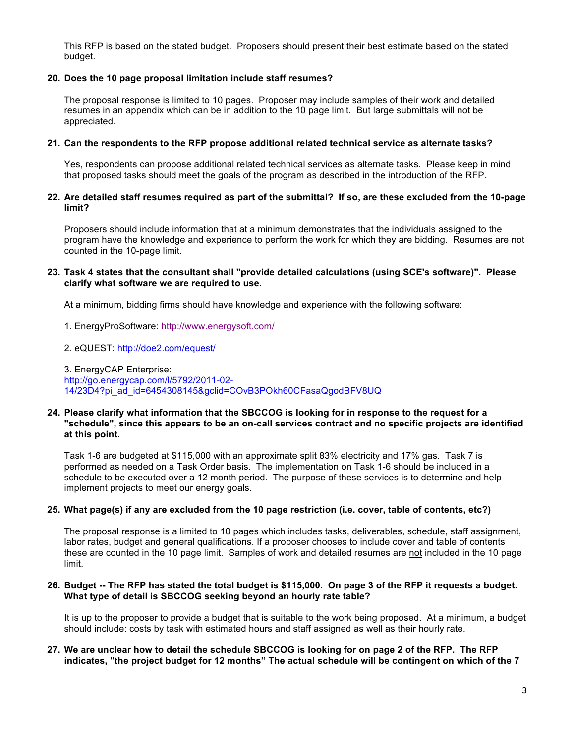This RFP is based on the stated budget. Proposers should present their best estimate based on the stated budget.

**20. Does the 10 page proposal limitation include staff resumes?**

The proposal response is limited to 10 pages. Proposer may include samples of their work and detailed resumes in an appendix which can be in addition to the 10 page limit. But large submittals will not be appreciated.

**21. Can the respondents to the RFP propose additional related technical service as alternate tasks?**

Yes, respondents can propose additional related technical services as alternate tasks. Please keep in mind that proposed tasks should meet the goals of the program as described in the introduction of the RFP.

**22. Are detailed staff resumes required as part of the submittal? If so, are these excluded from the 10-page limit?**

Proposers should include information that at a minimum demonstrates that the individuals assigned to the program have the knowledge and experience to perform the work for which they are bidding. Resumes are not counted in the 10-page limit.

**23. Task 4 states that the consultant shall "provide detailed calculations (using SCE's software)". Please clarify what software we are required to use.**

At a minimum, bidding firms should have knowledge and experience with the following software:

1. EnergyProSoftware: http://www.energysoft.com/

2. eQUEST: http://doe2.com/equest/

3. EnergyCAP Enterprise:
http://go.energycap.com/l/5792/2011-02-14/23D4?pi_ad_id=6454308145&gclid=COvB3POkh60CFasaQgodBFV8UQ

**24. Please clarify what information that the SBCCOG is looking for in response to the request for a "schedule", since this appears to be an on-call services contract and no specific projects are identified at this point.**

Task 1-6 are budgeted at $115,000 with an approximate split 83% electricity and 17% gas. Task 7 is performed as needed on a Task Order basis. The implementation on Task 1-6 should be included in a schedule to be executed over a 12 month period. The purpose of these services is to determine and help implement projects to meet our energy goals.

**25. What page(s) if any are excluded from the 10 page restriction (i.e. cover, table of contents, etc?)**

The proposal response is a limited to 10 pages which includes tasks, deliverables, schedule, staff assignment, labor rates, budget and general qualifications. If a proposer chooses to include cover and table of contents these are counted in the 10 page limit. Samples of work and detailed resumes are <u>not</u> included in the 10 page limit.

**26. Budget -- The RFP has stated the total budget is $115,000. On page 3 of the RFP it requests a budget. What type of detail is SBCCOG seeking beyond an hourly rate table?**

It is up to the proposer to provide a budget that is suitable to the work being proposed. At a minimum, a budget should include: costs by task with estimated hours and staff assigned as well as their hourly rate.

**27. We are unclear how to detail the schedule SBCCOG is looking for on page 2 of the RFP. The RFP indicates, "the project budget for 12 months" The actual schedule will be contingent on which of the 7**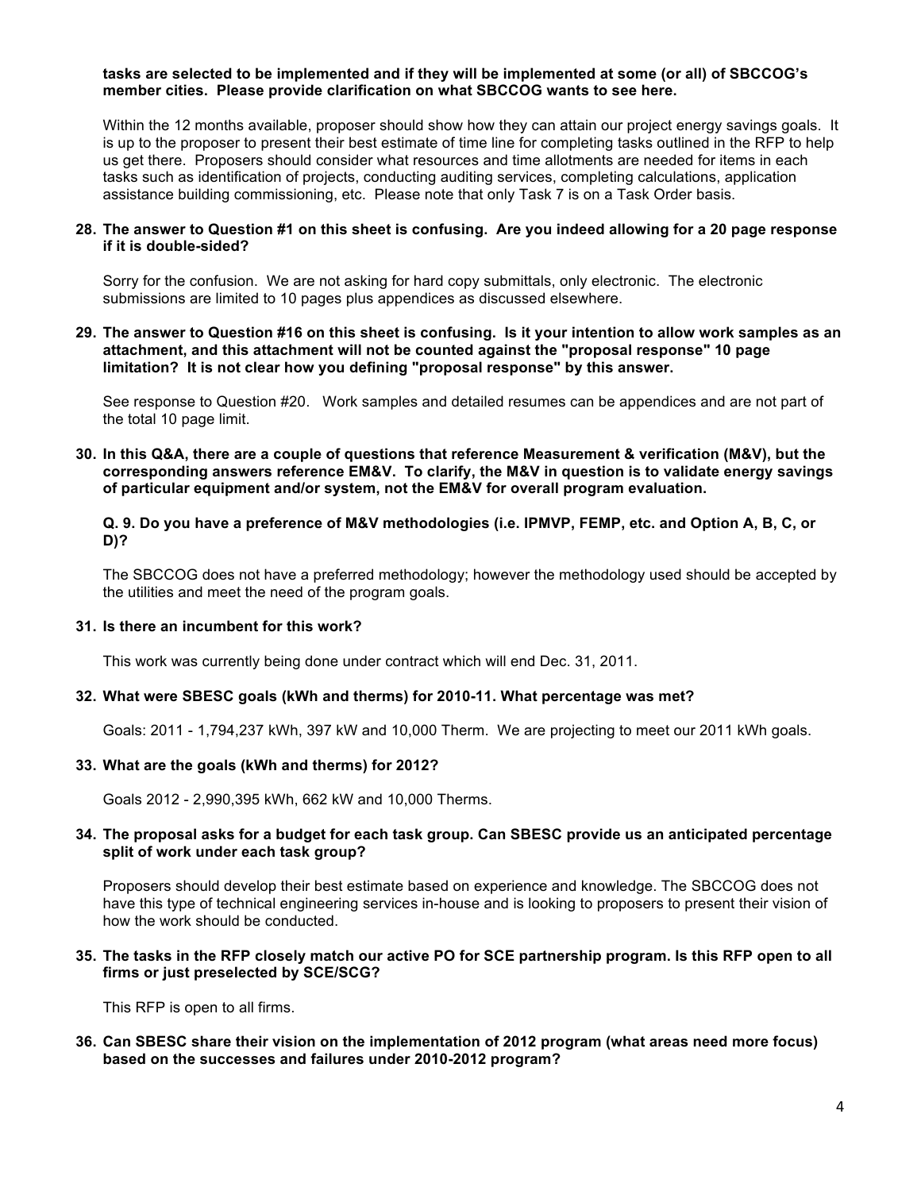**tasks are selected to be implemented and if they will be implemented at some (or all) of SBCCOG's member cities. Please provide clarification on what SBCCOG wants to see here.**

Within the 12 months available, proposer should show how they can attain our project energy savings goals. It is up to the proposer to present their best estimate of time line for completing tasks outlined in the RFP to help us get there. Proposers should consider what resources and time allotments are needed for items in each tasks such as identification of projects, conducting auditing services, completing calculations, application assistance building commissioning, etc. Please note that only Task 7 is on a Task Order basis.

**28. The answer to Question #1 on this sheet is confusing. Are you indeed allowing for a 20 page response if it is double-sided?**

Sorry for the confusion. We are not asking for hard copy submittals, only electronic. The electronic submissions are limited to 10 pages plus appendices as discussed elsewhere.

**29. The answer to Question #16 on this sheet is confusing. Is it your intention to allow work samples as an attachment, and this attachment will not be counted against the "proposal response" 10 page limitation? It is not clear how you defining "proposal response" by this answer.**

See response to Question #20. Work samples and detailed resumes can be appendices and are not part of the total 10 page limit.

**30. In this Q&A, there are a couple of questions that reference Measurement & verification (M&V), but the corresponding answers reference EM&V. To clarify, the M&V in question is to validate energy savings of particular equipment and/or system, not the EM&V for overall program evaluation.**

**Q. 9. Do you have a preference of M&V methodologies (i.e. IPMVP, FEMP, etc. and Option A, B, C, or D)?**

The SBCCOG does not have a preferred methodology; however the methodology used should be accepted by the utilities and meet the need of the program goals.

**31. Is there an incumbent for this work?**

This work was currently being done under contract which will end Dec. 31, 2011.

**32. What were SBESC goals (kWh and therms) for 2010-11. What percentage was met?**

Goals: 2011 - 1,794,237 kWh, 397 kW and 10,000 Therm. We are projecting to meet our 2011 kWh goals.

**33. What are the goals (kWh and therms) for 2012?**

Goals 2012 - 2,990,395 kWh, 662 kW and 10,000 Therms.

**34. The proposal asks for a budget for each task group. Can SBESC provide us an anticipated percentage split of work under each task group?**

Proposers should develop their best estimate based on experience and knowledge. The SBCCOG does not have this type of technical engineering services in-house and is looking to proposers to present their vision of how the work should be conducted.

**35. The tasks in the RFP closely match our active PO for SCE partnership program. Is this RFP open to all firms or just preselected by SCE/SCG?**

This RFP is open to all firms.

**36. Can SBESC share their vision on the implementation of 2012 program (what areas need more focus) based on the successes and failures under 2010-2012 program?**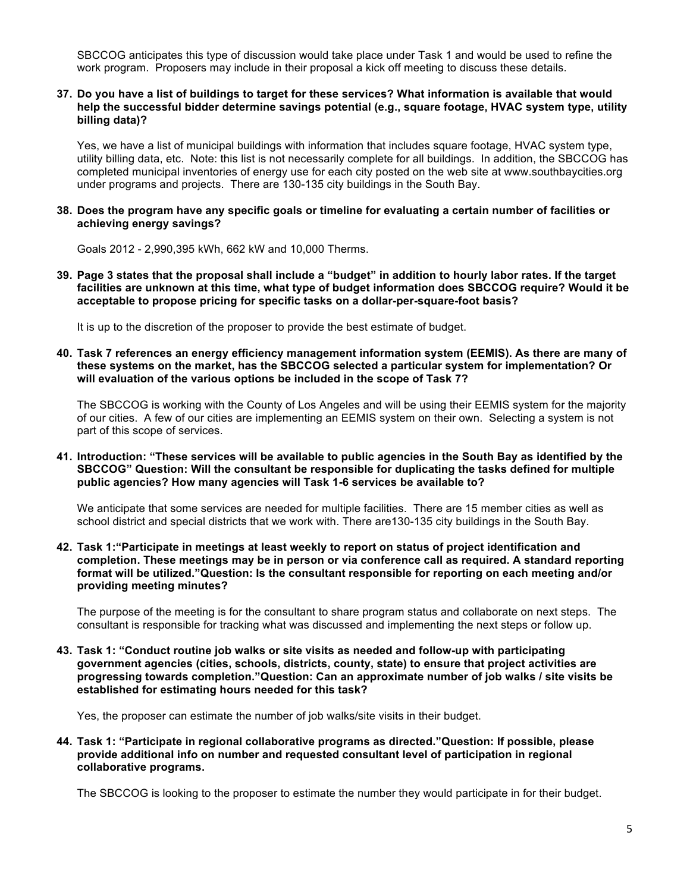SBCCOG anticipates this type of discussion would take place under Task 1 and would be used to refine the work program. Proposers may include in their proposal a kick off meeting to discuss these details.

**37. Do you have a list of buildings to target for these services? What information is available that would help the successful bidder determine savings potential (e.g., square footage, HVAC system type, utility billing data)?**

Yes, we have a list of municipal buildings with information that includes square footage, HVAC system type, utility billing data, etc. Note: this list is not necessarily complete for all buildings. In addition, the SBCCOG has completed municipal inventories of energy use for each city posted on the web site at www.southbaycities.org under programs and projects. There are 130-135 city buildings in the South Bay.

**38. Does the program have any specific goals or timeline for evaluating a certain number of facilities or achieving energy savings?**

Goals 2012 - 2,990,395 kWh, 662 kW and 10,000 Therms.

**39. Page 3 states that the proposal shall include a "budget" in addition to hourly labor rates. If the target facilities are unknown at this time, what type of budget information does SBCCOG require? Would it be acceptable to propose pricing for specific tasks on a dollar-per-square-foot basis?**

It is up to the discretion of the proposer to provide the best estimate of budget.

**40. Task 7 references an energy efficiency management information system (EEMIS). As there are many of these systems on the market, has the SBCCOG selected a particular system for implementation? Or will evaluation of the various options be included in the scope of Task 7?**

The SBCCOG is working with the County of Los Angeles and will be using their EEMIS system for the majority of our cities. A few of our cities are implementing an EEMIS system on their own. Selecting a system is not part of this scope of services.

**41. Introduction: "These services will be available to public agencies in the South Bay as identified by the SBCCOG" Question: Will the consultant be responsible for duplicating the tasks defined for multiple public agencies? How many agencies will Task 1-6 services be available to?**

We anticipate that some services are needed for multiple facilities. There are 15 member cities as well as school district and special districts that we work with. There are130-135 city buildings in the South Bay.

**42. Task 1:"Participate in meetings at least weekly to report on status of project identification and completion. These meetings may be in person or via conference call as required. A standard reporting format will be utilized."Question: Is the consultant responsible for reporting on each meeting and/or providing meeting minutes?**

The purpose of the meeting is for the consultant to share program status and collaborate on next steps. The consultant is responsible for tracking what was discussed and implementing the next steps or follow up.

**43. Task 1: "Conduct routine job walks or site visits as needed and follow-up with participating government agencies (cities, schools, districts, county, state) to ensure that project activities are progressing towards completion."Question: Can an approximate number of job walks / site visits be established for estimating hours needed for this task?**

Yes, the proposer can estimate the number of job walks/site visits in their budget.

**44. Task 1: "Participate in regional collaborative programs as directed."Question: If possible, please provide additional info on number and requested consultant level of participation in regional collaborative programs.**

The SBCCOG is looking to the proposer to estimate the number they would participate in for their budget.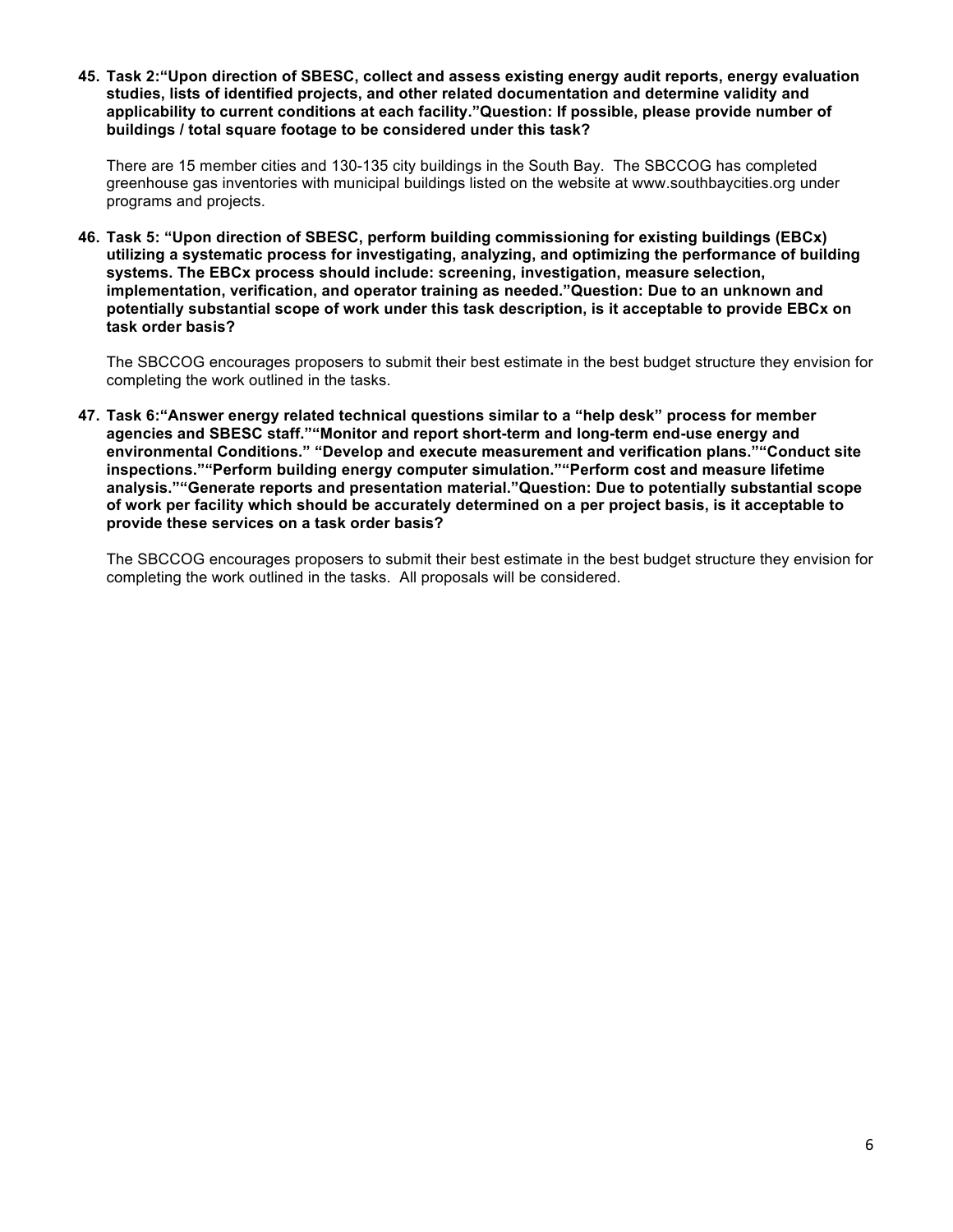**45. Task 2:"Upon direction of SBESC, collect and assess existing energy audit reports, energy evaluation studies, lists of identified projects, and other related documentation and determine validity and applicability to current conditions at each facility."Question: If possible, please provide number of buildings / total square footage to be considered under this task?**

There are 15 member cities and 130-135 city buildings in the South Bay. The SBCCOG has completed greenhouse gas inventories with municipal buildings listed on the website at www.southbaycities.org under programs and projects.

**46. Task 5: "Upon direction of SBESC, perform building commissioning for existing buildings (EBCx) utilizing a systematic process for investigating, analyzing, and optimizing the performance of building systems. The EBCx process should include: screening, investigation, measure selection, implementation, verification, and operator training as needed."Question: Due to an unknown and potentially substantial scope of work under this task description, is it acceptable to provide EBCx on task order basis?**

The SBCCOG encourages proposers to submit their best estimate in the best budget structure they envision for completing the work outlined in the tasks.

**47. Task 6:"Answer energy related technical questions similar to a "help desk" process for member agencies and SBESC staff.""Monitor and report short-term and long-term end-use energy and environmental Conditions." "Develop and execute measurement and verification plans.""Conduct site inspections.""Perform building energy computer simulation.""Perform cost and measure lifetime analysis.""Generate reports and presentation material."Question: Due to potentially substantial scope of work per facility which should be accurately determined on a per project basis, is it acceptable to provide these services on a task order basis?**

The SBCCOG encourages proposers to submit their best estimate in the best budget structure they envision for completing the work outlined in the tasks. All proposals will be considered.